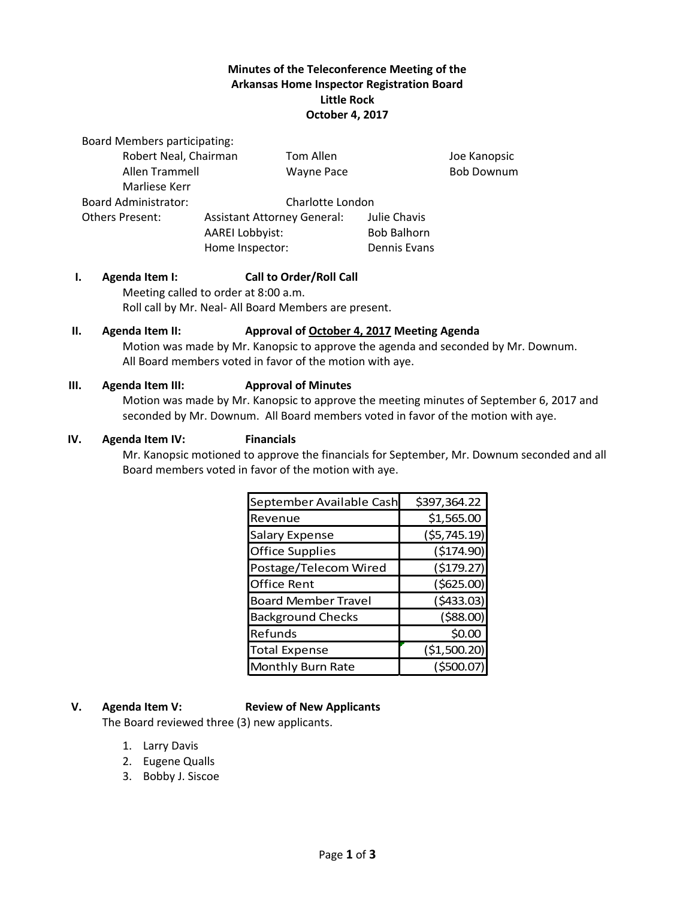**Minutes of the Teleconference Meeting of the**
**Arkansas Home Inspector Registration Board**
**Little Rock**
**October 4, 2017**

Board Members participating:

Robert Neal, Chairman
Tom Allen
Joe Kanopsic
Allen Trammell
Wayne Pace
Bob Downum
Marliese Kerr

Board Administrator: Charlotte London

Others Present:
Assistant Attorney General: Julie Chavis
AAREI Lobbyist: Bob Balhorn
Home Inspector: Dennis Evans

**I. Agenda Item I: Call to Order/Roll Call**

Meeting called to order at 8:00 a.m.
Roll call by Mr. Neal- All Board Members are present.

**II. Agenda Item II: Approval of October 4, 2017 Meeting Agenda**

Motion was made by Mr. Kanopsic to approve the agenda and seconded by Mr. Downum. All Board members voted in favor of the motion with aye.

**III. Agenda Item III: Approval of Minutes**

Motion was made by Mr. Kanopsic to approve the meeting minutes of September 6, 2017 and seconded by Mr. Downum. All Board members voted in favor of the motion with aye.

**IV. Agenda Item IV: Financials**

Mr. Kanopsic motioned to approve the financials for September, Mr. Downum seconded and all Board members voted in favor of the motion with aye.

| September Available Cash | $397,364.22 |
|---|---|
| Revenue | $1,565.00 |
| Salary Expense | ($5,745.19) |
| Office Supplies | ($174.90) |
| Postage/Telecom Wired | ($179.27) |
| Office Rent | ($625.00) |
| Board Member Travel | ($433.03) |
| Background Checks | ($88.00) |
| Refunds | $0.00 |
| Total Expense | ($1,500.20) |
| Monthly Burn Rate | ($500.07) |

**V. Agenda Item V: Review of New Applicants**

The Board reviewed three (3) new applicants.

1. Larry Davis
2. Eugene Qualls
3. Bobby J. Siscoe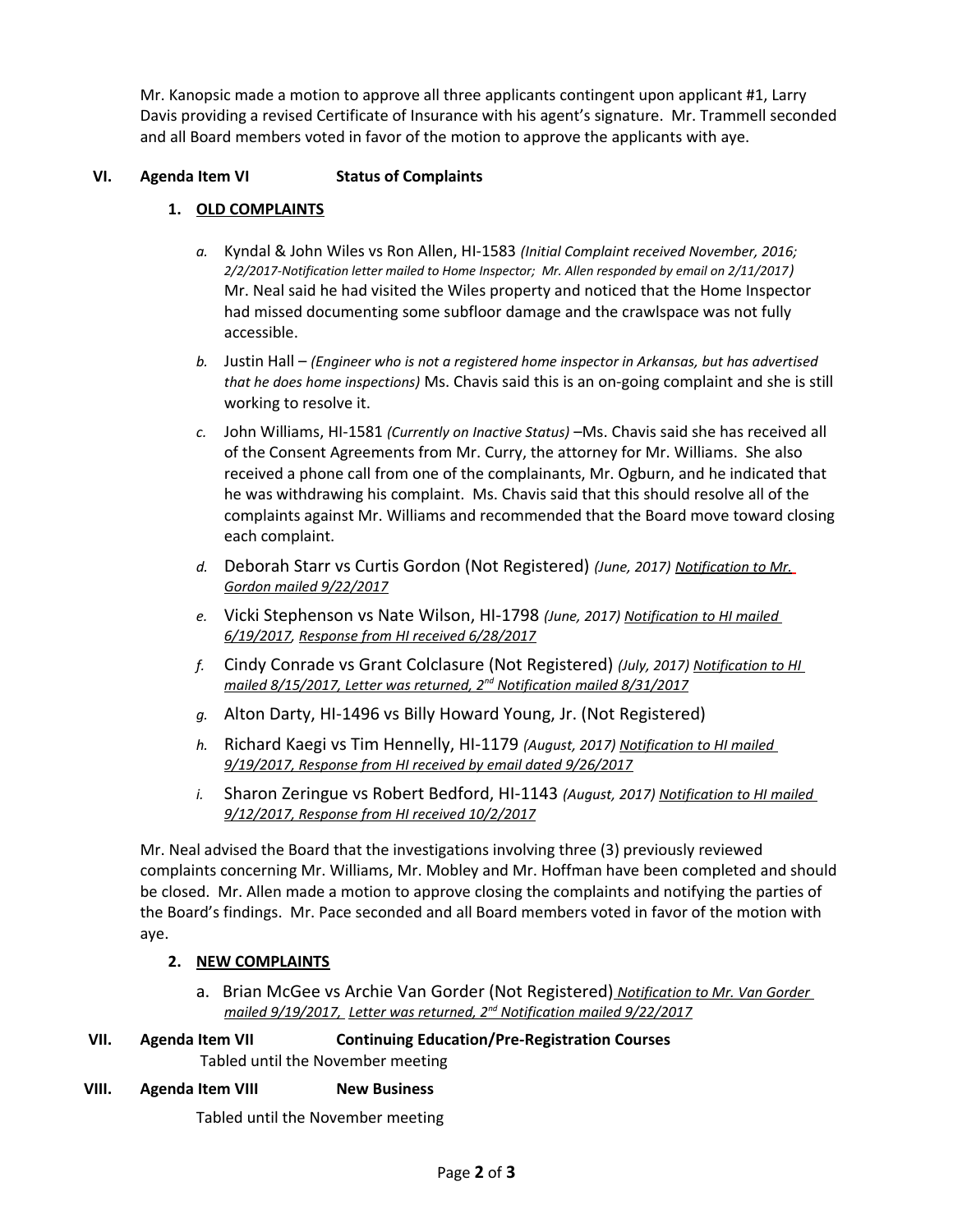Mr. Kanopsic made a motion to approve all three applicants contingent upon applicant #1, Larry Davis providing a revised Certificate of Insurance with his agent's signature. Mr. Trammell seconded and all Board members voted in favor of the motion to approve the applicants with aye.

## VI. Agenda Item VI Status of Complaints

### 1. OLD COMPLAINTS

a. Kyndal & John Wiles vs Ron Allen, HI-1583 *(Initial Complaint received November, 2016; 2/2/2017-Notification letter mailed to Home Inspector; Mr. Allen responded by email on 2/11/2017)* Mr. Neal said he had visited the Wiles property and noticed that the Home Inspector had missed documenting some subfloor damage and the crawlspace was not fully accessible.

b. Justin Hall – *(Engineer who is not a registered home inspector in Arkansas, but has advertised that he does home inspections)* Ms. Chavis said this is an on-going complaint and she is still working to resolve it.

c. John Williams, HI-1581 *(Currently on Inactive Status)* –Ms. Chavis said she has received all of the Consent Agreements from Mr. Curry, the attorney for Mr. Williams. She also received a phone call from one of the complainants, Mr. Ogburn, and he indicated that he was withdrawing his complaint. Ms. Chavis said that this should resolve all of the complaints against Mr. Williams and recommended that the Board move toward closing each complaint.

d. Deborah Starr vs Curtis Gordon (Not Registered) *(June, 2017)* *Notification to Mr. Gordon mailed 9/22/2017*

e. Vicki Stephenson vs Nate Wilson, HI-1798 *(June, 2017)* *Notification to HI mailed 6/19/2017, Response from HI received 6/28/2017*

f. Cindy Conrade vs Grant Colclasure (Not Registered) *(July, 2017)* *Notification to HI mailed 8/15/2017, Letter was returned, 2nd Notification mailed 8/31/2017*

g. Alton Darty, HI-1496 vs Billy Howard Young, Jr. (Not Registered)

h. Richard Kaegi vs Tim Hennelly, HI-1179 *(August, 2017)* *Notification to HI mailed 9/19/2017, Response from HI received by email dated 9/26/2017*

i. Sharon Zeringue vs Robert Bedford, HI-1143 *(August, 2017)* *Notification to HI mailed 9/12/2017, Response from HI received 10/2/2017*

Mr. Neal advised the Board that the investigations involving three (3) previously reviewed complaints concerning Mr. Williams, Mr. Mobley and Mr. Hoffman have been completed and should be closed. Mr. Allen made a motion to approve closing the complaints and notifying the parties of the Board's findings. Mr. Pace seconded and all Board members voted in favor of the motion with aye.

### 2. NEW COMPLAINTS

a. Brian McGee vs Archie Van Gorder (Not Registered) *Notification to Mr. Van Gorder mailed 9/19/2017, Letter was returned, 2nd Notification mailed 9/22/2017*

## VII. Agenda Item VII Continuing Education/Pre-Registration Courses

Tabled until the November meeting

## VIII. Agenda Item VIII New Business

Tabled until the November meeting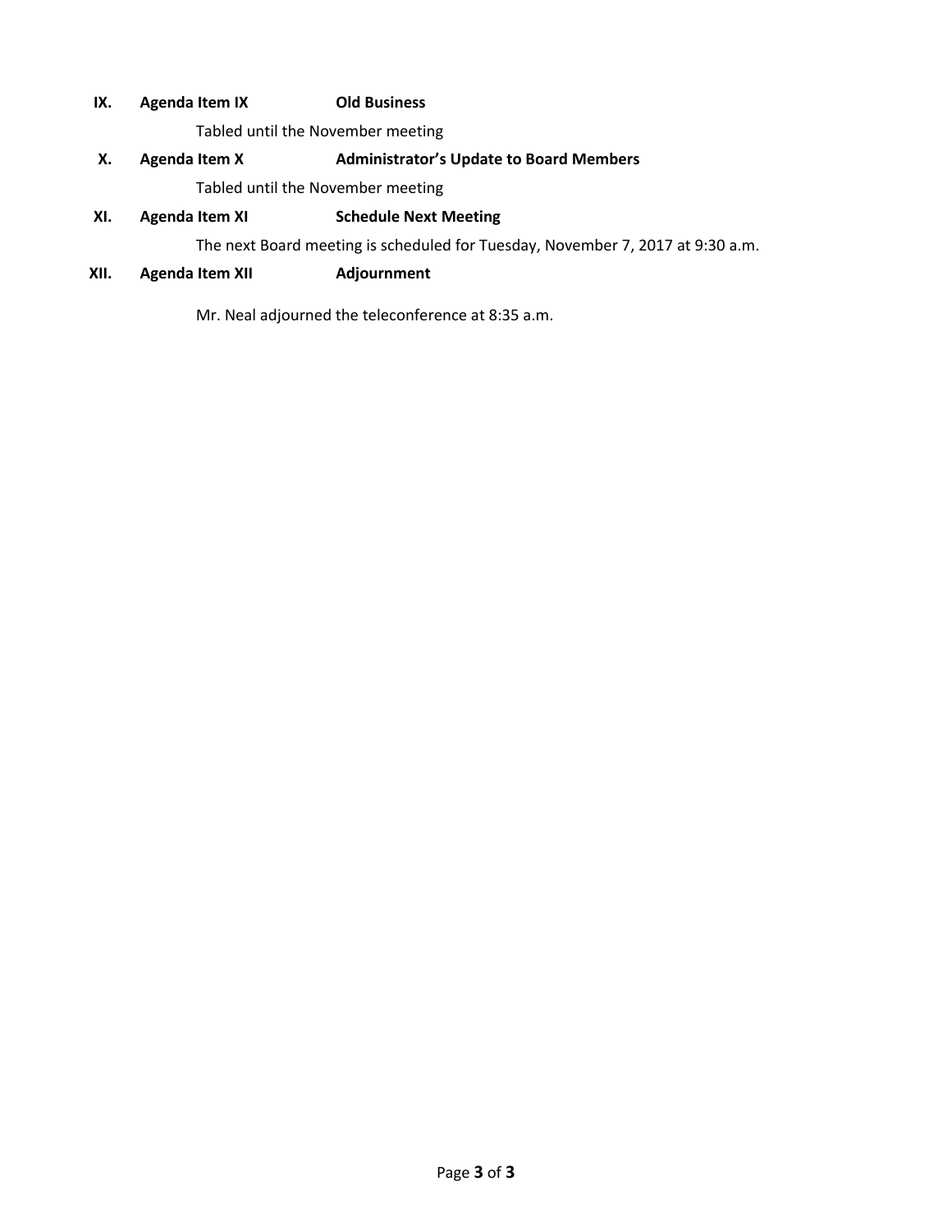**IX. Agenda Item IX Old Business**

Tabled until the November meeting

**X. Agenda Item X Administrator's Update to Board Members**

Tabled until the November meeting

**XI. Agenda Item XI Schedule Next Meeting**

The next Board meeting is scheduled for Tuesday, November 7, 2017 at 9:30 a.m.

**XII. Agenda Item XII Adjournment**

Mr. Neal adjourned the teleconference at 8:35 a.m.